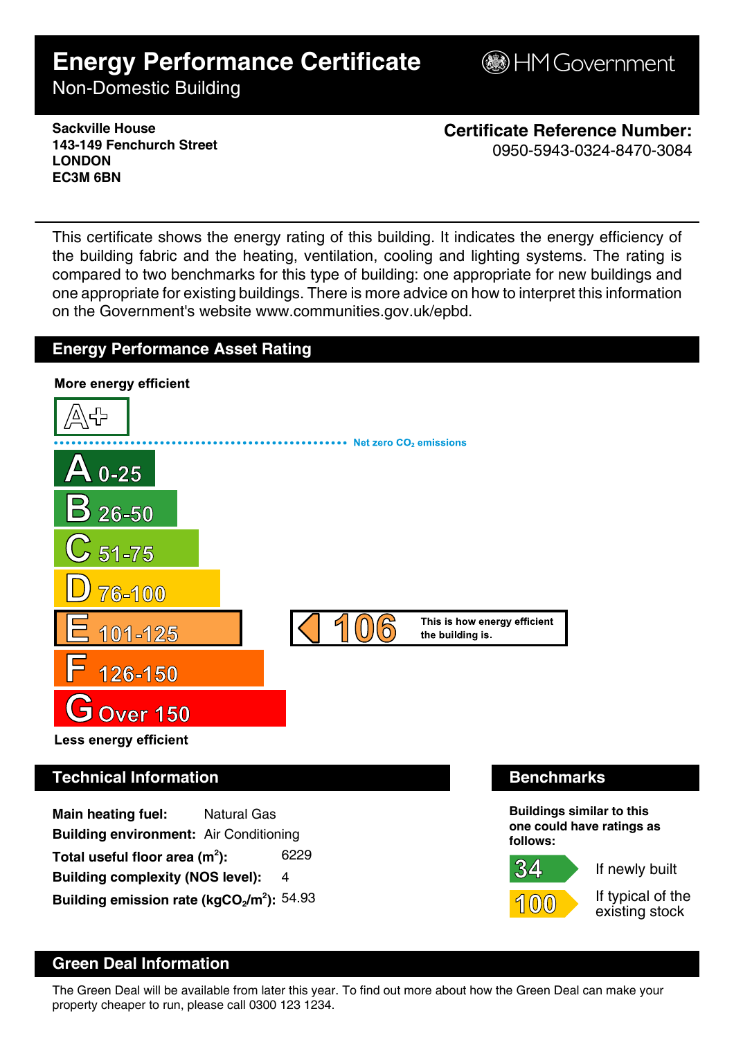# Energy Performance Certificate

Non-Domestic Building

HM Government

**Sackville House**
**143-149 Fenchurch Street**
**LONDON**
**EC3M 6BN**

**Certificate Reference Number:**
0950-5943-0324-8470-3084

This certificate shows the energy rating of this building. It indicates the energy efficiency of the building fabric and the heating, ventilation, cooling and lighting systems. The rating is compared to two benchmarks for this type of building: one appropriate for new buildings and one appropriate for existing buildings. There is more advice on how to interpret this information on the Government's website www.communities.gov.uk/epbd.

## Energy Performance Asset Rating

**More energy efficient**

A+

Net zero $CO_2$ emissions

- A 0-25
- B 26-50
- C 51-75
- D 76-100
- E 101-125
- F 126-150
- G Over 150

**106** — This is how energy efficient the building is.

**Less energy efficient**

## Technical Information

**Main heating fuel:** Natural Gas

**Building environment:** Air Conditioning

**Total useful floor area ($m^2$):** 6229

**Building complexity (NOS level):** 4

**Building emission rate ($kgCO_2/m^2$):** 54.93

## Benchmarks

**Buildings similar to this one could have ratings as follows:**

- **34** If newly built
- **100** If typical of the existing stock

## Green Deal Information

The Green Deal will be available from later this year. To find out more about how the Green Deal can make your property cheaper to run, please call 0300 123 1234.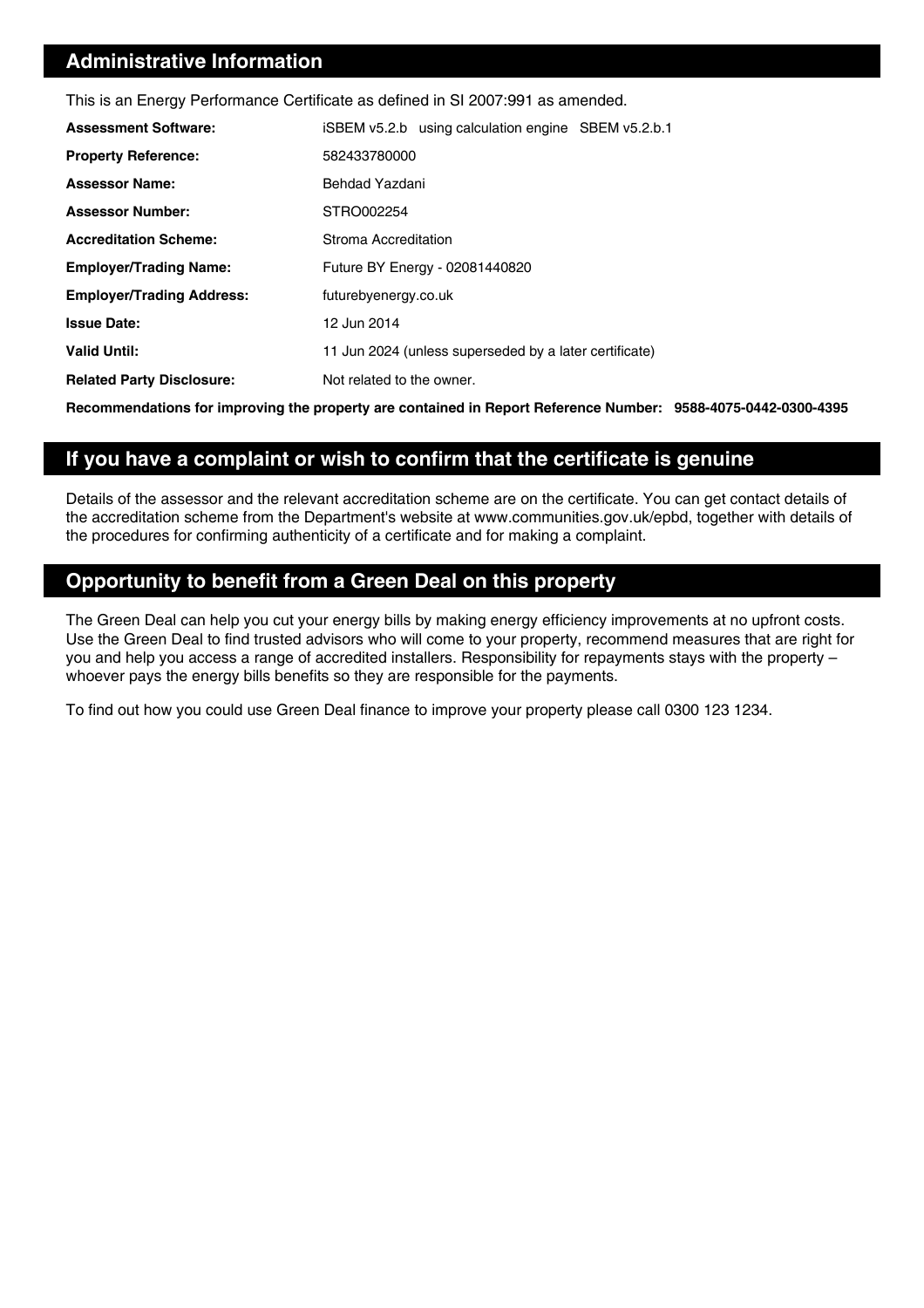## Administrative Information

This is an Energy Performance Certificate as defined in SI 2007:991 as amended.

| | |
|---|---|
| **Assessment Software:** | iSBEM v5.2.b using calculation engine SBEM v5.2.b.1 |
| **Property Reference:** | 582433780000 |
| **Assessor Name:** | Behdad Yazdani |
| **Assessor Number:** | STRO002254 |
| **Accreditation Scheme:** | Stroma Accreditation |
| **Employer/Trading Name:** | Future BY Energy - 02081440820 |
| **Employer/Trading Address:** | futurebyenergy.co.uk |
| **Issue Date:** | 12 Jun 2014 |
| **Valid Until:** | 11 Jun 2024 (unless superseded by a later certificate) |
| **Related Party Disclosure:** | Not related to the owner. |

**Recommendations for improving the property are contained in Report Reference Number: 9588-4075-0442-0300-4395**

## If you have a complaint or wish to confirm that the certificate is genuine

Details of the assessor and the relevant accreditation scheme are on the certificate. You can get contact details of the accreditation scheme from the Department's website at www.communities.gov.uk/epbd, together with details of the procedures for confirming authenticity of a certificate and for making a complaint.

## Opportunity to benefit from a Green Deal on this property

The Green Deal can help you cut your energy bills by making energy efficiency improvements at no upfront costs. Use the Green Deal to find trusted advisors who will come to your property, recommend measures that are right for you and help you access a range of accredited installers. Responsibility for repayments stays with the property – whoever pays the energy bills benefits so they are responsible for the payments.

To find out how you could use Green Deal finance to improve your property please call 0300 123 1234.